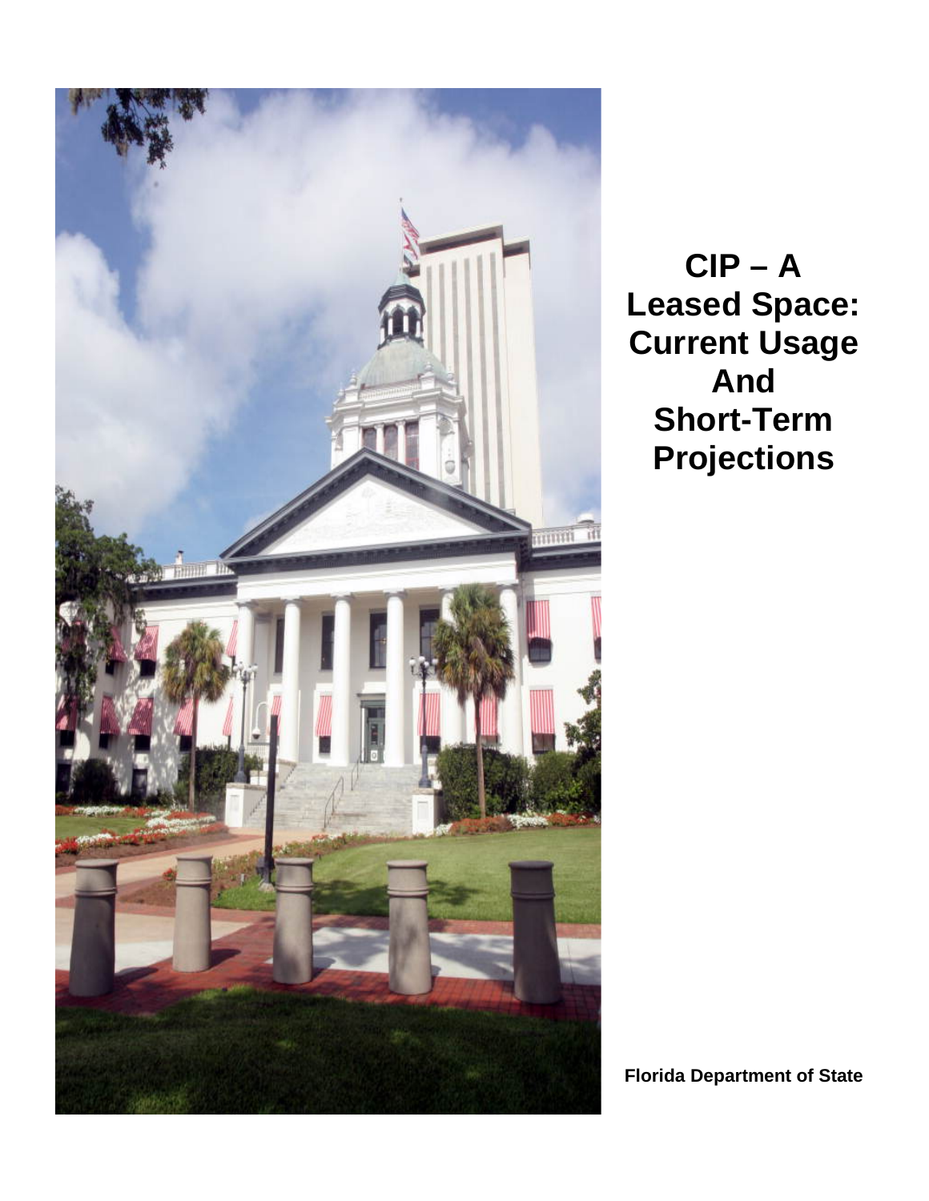# CIP – A Leased Space: Current Usage And Short-Term Projections

**Florida Department of State**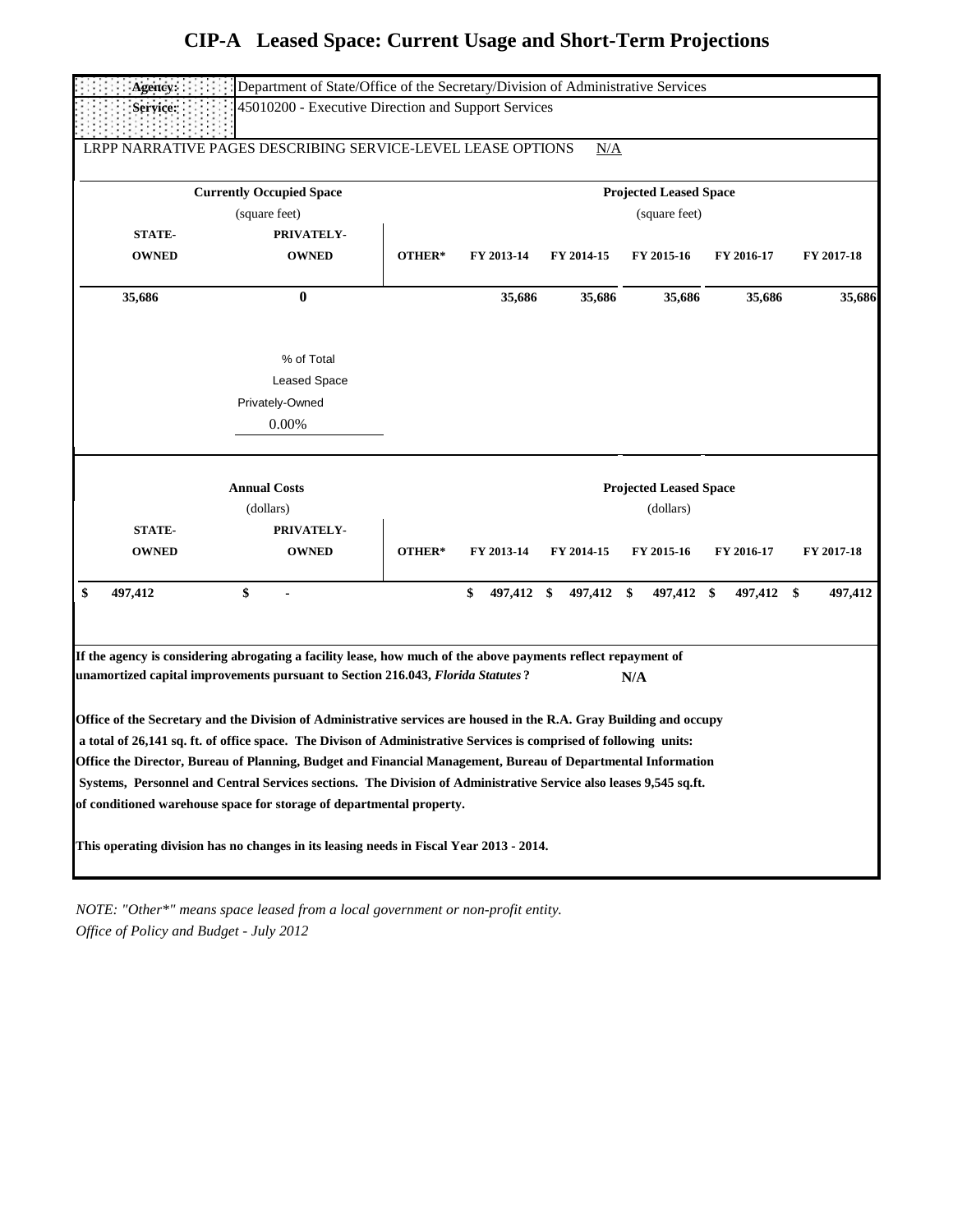# CIP-A Leased Space: Current Usage and Short-Term Projections

| | |
|---|---|
| **Agency:** | Department of State/Office of the Secretary/Division of Administrative Services |
| **Service:** | 45010200 - Executive Direction and Support Services |

LRPP NARRATIVE PAGES DESCRIBING SERVICE-LEVEL LEASE OPTIONS N/A

| Currently Occupied Space (square feet) | | | Projected Leased Space (square feet) | | | | |
|---|---|---|---|---|---|---|---|
| **STATE-OWNED** | **PRIVATELY-OWNED** | **OTHER*** | **FY 2013-14** | **FY 2014-15** | **FY 2015-16** | **FY 2016-17** | **FY 2017-18** |
| **35,686** | **0** | | **35,686** | **35,686** | **35,686** | **35,686** | **35,686** |

% of Total Leased Space Privately-Owned

0.00%

| Annual Costs (dollars) | | | Projected Leased Space (dollars) | | | | |
|---|---|---|---|---|---|---|---|
| **STATE-OWNED** | **PRIVATELY-OWNED** | **OTHER*** | **FY 2013-14** | **FY 2014-15** | **FY 2015-16** | **FY 2016-17** | **FY 2017-18** |
| **$ 497,412** | **$ -** | | **$ 497,412** | **$ 497,412** | **$ 497,412** | **$ 497,412** | **$ 497,412** |

**If the agency is considering abrogating a facility lease, how much of the above payments reflect repayment of unamortized capital improvements pursuant to Section 216.043, *Florida Statutes*?** **N/A**

**Office of the Secretary and the Division of Administrative services are housed in the R.A. Gray Building and occupy a total of 26,141 sq. ft. of office space. The Divison of Administrative Services is comprised of following units: Office the Director, Bureau of Planning, Budget and Financial Management, Bureau of Departmental Information Systems, Personnel and Central Services sections. The Division of Administrative Service also leases 9,545 sq.ft. of conditioned warehouse space for storage of departmental property.**

**This operating division has no changes in its leasing needs in Fiscal Year 2013 - 2014.**

*NOTE: "Other*" means space leased from a local government or non-profit entity.*

*Office of Policy and Budget - July 2012*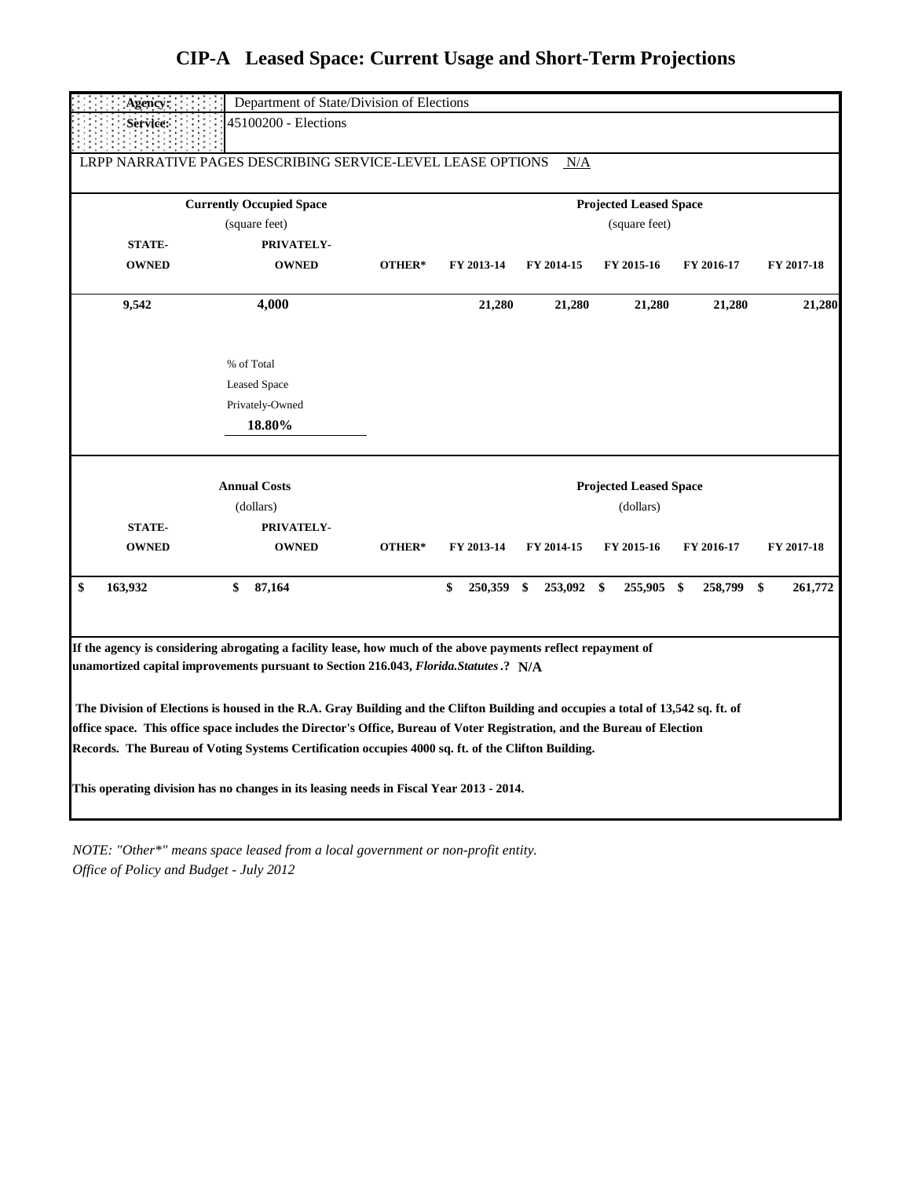# CIP-A Leased Space: Current Usage and Short-Term Projections

| | |
|---|---|
| **Agency:** | Department of State/Division of Elections |
| **Service:** | 45100200 - Elections |

LRPP NARRATIVE PAGES DESCRIBING SERVICE-LEVEL LEASE OPTIONS N/A

| Currently Occupied Space (square feet) | | | Projected Leased Space (square feet) | | | | |
|---|---|---|---|---|---|---|---|
| **STATE-OWNED** | **PRIVATELY-OWNED** | **OTHER*** | **FY 2013-14** | **FY 2014-15** | **FY 2015-16** | **FY 2016-17** | **FY 2017-18** |
| **9,542** | **4,000** | | **21,280** | **21,280** | **21,280** | **21,280** | **21,280** |

% of Total Leased Space Privately-Owned
**18.80%**

| Annual Costs (dollars) | | | Projected Leased Space (dollars) | | | | |
|---|---|---|---|---|---|---|---|
| **STATE-OWNED** | **PRIVATELY-OWNED** | **OTHER*** | **FY 2013-14** | **FY 2014-15** | **FY 2015-16** | **FY 2016-17** | **FY 2017-18** |
| **$ 163,932** | **$ 87,164** | | **$ 250,359** | **$ 253,092** | **$ 255,905** | **$ 258,799** | **$ 261,772** |

**If the agency is considering abrogating a facility lease, how much of the above payments reflect repayment of unamortized capital improvements pursuant to Section 216.043, *Florida.Statutes*.? N/A**

**The Division of Elections is housed in the R.A. Gray Building and the Clifton Building and occupies a total of 13,542 sq. ft. of office space. This office space includes the Director's Office, Bureau of Voter Registration, and the Bureau of Election Records. The Bureau of Voting Systems Certification occupies 4000 sq. ft. of the Clifton Building.**

**This operating division has no changes in its leasing needs in Fiscal Year 2013 - 2014.**

*NOTE: "Other*" means space leased from a local government or non-profit entity.*
*Office of Policy and Budget - July 2012*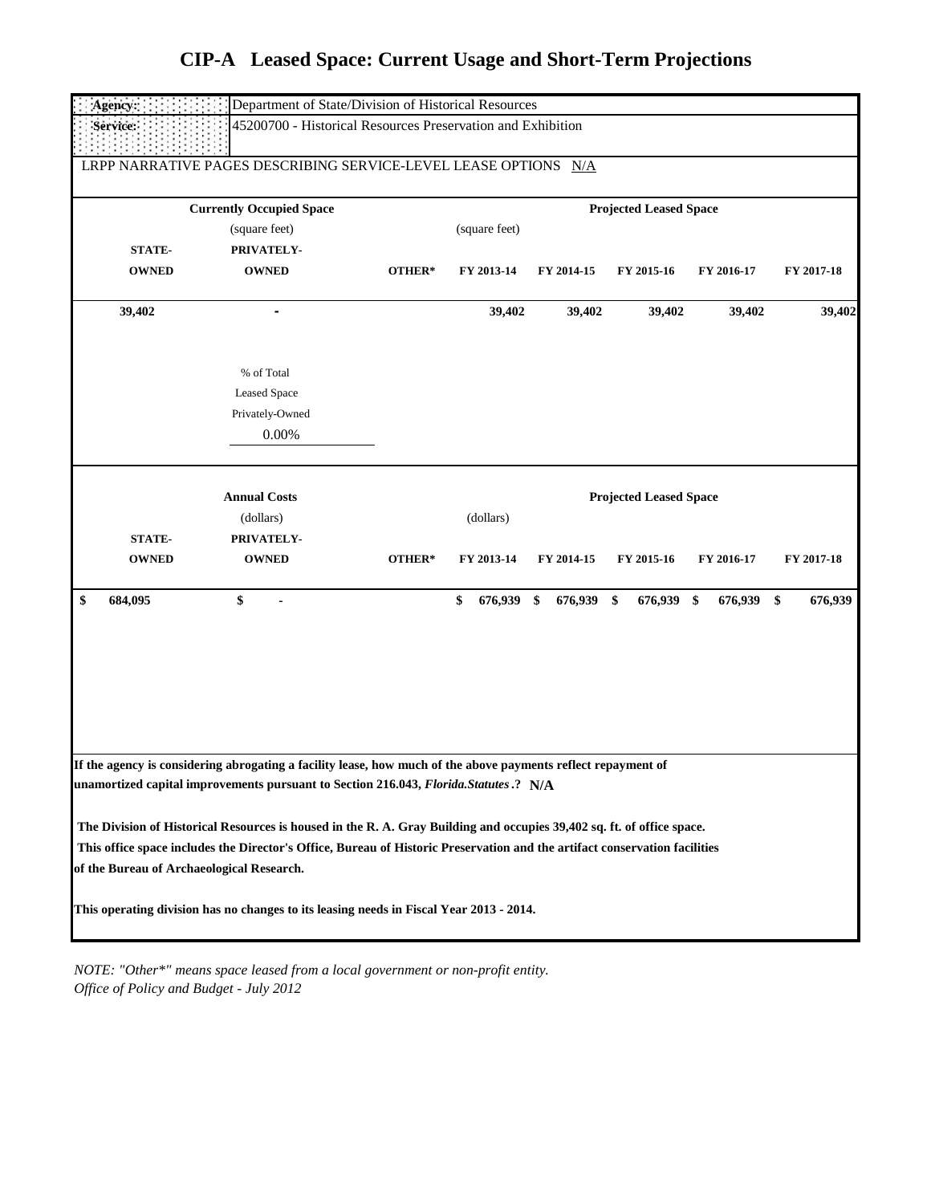# CIP-A Leased Space: Current Usage and Short-Term Projections

| | |
|---|---|
| **Agency:** | Department of State/Division of Historical Resources |
| **Service:** | 45200700 - Historical Resources Preservation and Exhibition |

LRPP NARRATIVE PAGES DESCRIBING SERVICE-LEVEL LEASE OPTIONS N/A

| Currently Occupied Space (square feet) | | | Projected Leased Space (square feet) | | | | |
|---|---|---|---|---|---|---|---|
| **STATE-OWNED** | **PRIVATELY-OWNED** | **OTHER*** | **FY 2013-14** | **FY 2014-15** | **FY 2015-16** | **FY 2016-17** | **FY 2017-18** |
| 39,402 | - | | 39,402 | 39,402 | 39,402 | 39,402 | 39,402 |

% of Total Leased Space Privately-Owned: 0.00%

| Annual Costs (dollars) | | | Projected Leased Space (dollars) | | | | |
|---|---|---|---|---|---|---|---|
| **STATE-OWNED** | **PRIVATELY-OWNED** | **OTHER*** | **FY 2013-14** | **FY 2014-15** | **FY 2015-16** | **FY 2016-17** | **FY 2017-18** |
| $ 684,095 | $ - | | $ 676,939 | $ 676,939 | $ 676,939 | $ 676,939 | $ 676,939 |

**If the agency is considering abrogating a facility lease, how much of the above payments reflect repayment of unamortized capital improvements pursuant to Section 216.043, *Florida.Statutes*.? N/A**

**The Division of Historical Resources is housed in the R. A. Gray Building and occupies 39,402 sq. ft. of office space. This office space includes the Director's Office, Bureau of Historic Preservation and the artifact conservation facilities of the Bureau of Archaeological Research.**

**This operating division has no changes to its leasing needs in Fiscal Year 2013 - 2014.**

*NOTE: "Other*" means space leased from a local government or non-profit entity.*
*Office of Policy and Budget - July 2012*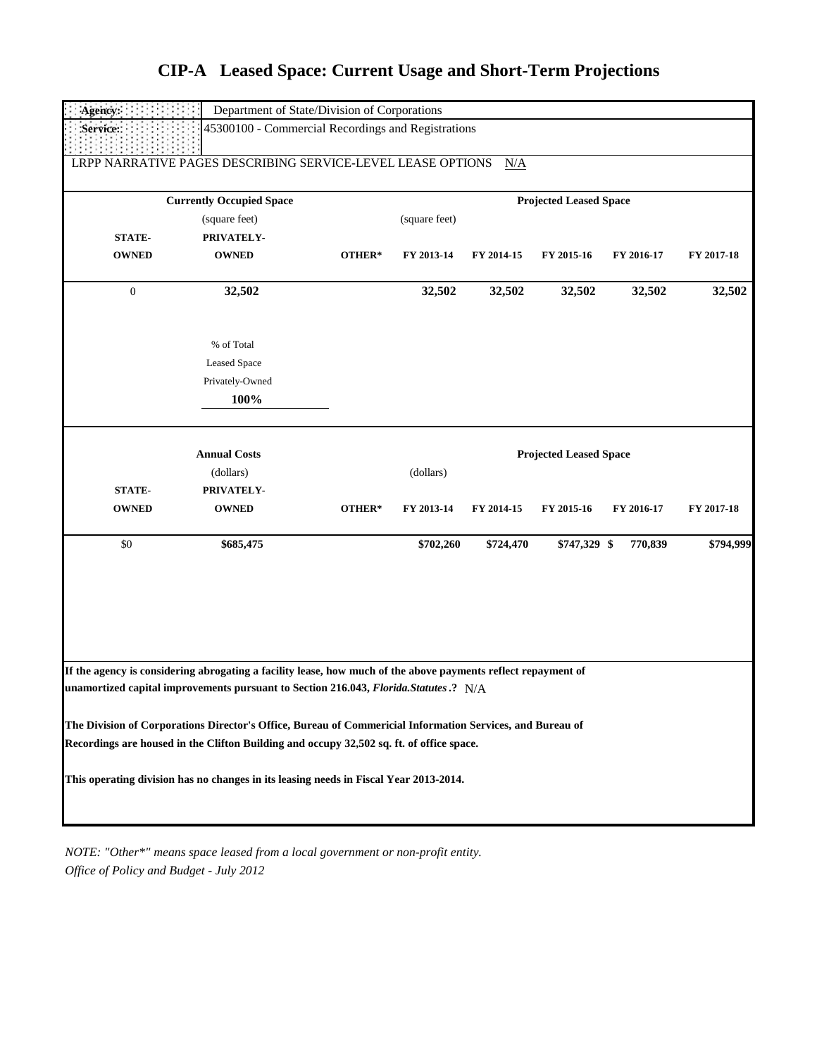# CIP-A Leased Space: Current Usage and Short-Term Projections

| | |
|---|---|
| **Agency:** | Department of State/Division of Corporations |
| **Service:** | 45300100 - Commercial Recordings and Registrations |

LRPP NARRATIVE PAGES DESCRIBING SERVICE-LEVEL LEASE OPTIONS N/A

| Currently Occupied Space (square feet) | | | Projected Leased Space (square feet) | | | | |
|---|---|---|---|---|---|---|---|
| **STATE-OWNED** | **PRIVATELY-OWNED** | **OTHER*** | **FY 2013-14** | **FY 2014-15** | **FY 2015-16** | **FY 2016-17** | **FY 2017-18** |
| 0 | **32,502** | | **32,502** | **32,502** | **32,502** | **32,502** | **32,502** |

% of Total Leased Space Privately-Owned
**100%**

| Annual Costs (dollars) | | | Projected Leased Space (dollars) | | | | |
|---|---|---|---|---|---|---|---|
| **STATE-OWNED** | **PRIVATELY-OWNED** | **OTHER*** | **FY 2013-14** | **FY 2014-15** | **FY 2015-16** | **FY 2016-17** | **FY 2017-18** |
| $0 | **$685,475** | | **$702,260** | **$724,470** | **$747,329** | **$ 770,839** | **$794,999** |

**If the agency is considering abrogating a facility lease, how much of the above payments reflect repayment of unamortized capital improvements pursuant to Section 216.043, *Florida.Statutes*.?** N/A

**The Division of Corporations Director's Office, Bureau of Commericial Information Services, and Bureau of Recordings are housed in the Clifton Building and occupy 32,502 sq. ft. of office space.**

**This operating division has no changes in its leasing needs in Fiscal Year 2013-2014.**

*NOTE: "Other*" means space leased from a local government or non-profit entity.*
*Office of Policy and Budget - July 2012*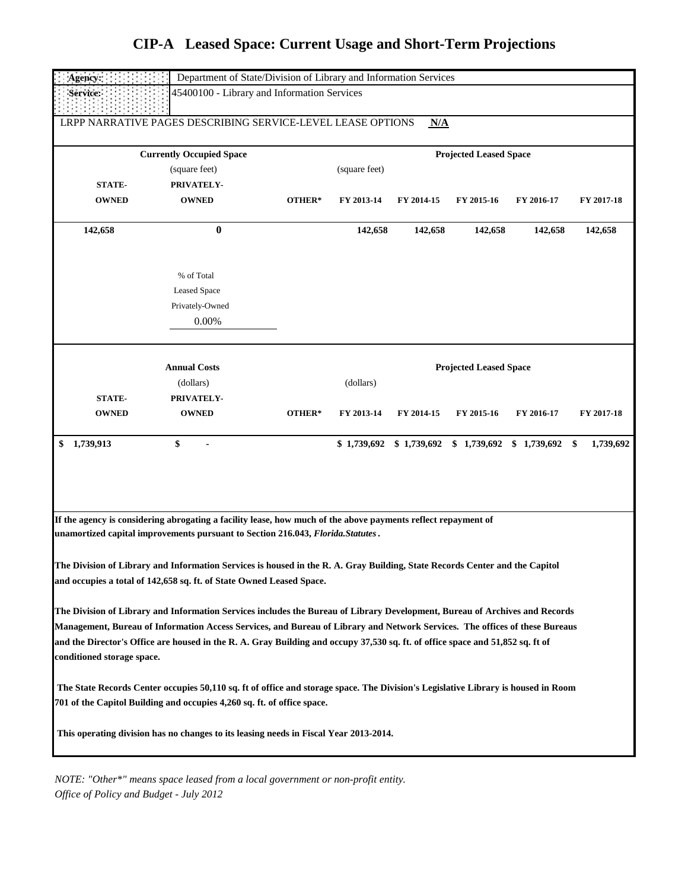# CIP-A Leased Space: Current Usage and Short-Term Projections

| | |
|---|---|
| **Agency:** | Department of State/Division of Library and Information Services |
| **Service:** | 45400100 - Library and Information Services |

LRPP NARRATIVE PAGES DESCRIBING SERVICE-LEVEL LEASE OPTIONS **N/A**

| Currently Occupied Space (square feet) | | | Projected Leased Space (square feet) | | | | |
|---|---|---|---|---|---|---|---|
| **STATE-OWNED** | **PRIVATELY-OWNED** | **OTHER*** | **FY 2013-14** | **FY 2014-15** | **FY 2015-16** | **FY 2016-17** | **FY 2017-18** |
| **142,658** | **0** | | **142,658** | **142,658** | **142,658** | **142,658** | **142,658** |

% of Total Leased Space Privately-Owned: 0.00%

| Annual Costs (dollars) | | | Projected Leased Space (dollars) | | | | |
|---|---|---|---|---|---|---|---|
| **STATE-OWNED** | **PRIVATELY-OWNED** | **OTHER*** | **FY 2013-14** | **FY 2014-15** | **FY 2015-16** | **FY 2016-17** | **FY 2017-18** |
| **$ 1,739,913** | **$ -** | | **$ 1,739,692** | **$ 1,739,692** | **$ 1,739,692** | **$ 1,739,692** | **$ 1,739,692** |

**If the agency is considering abrogating a facility lease, how much of the above payments reflect repayment of unamortized capital improvements pursuant to Section 216.043, *Florida.Statutes*.**

**The Division of Library and Information Services is housed in the R. A. Gray Building, State Records Center and the Capitol and occupies a total of 142,658 sq. ft. of State Owned Leased Space.**

**The Division of Library and Information Services includes the Bureau of Library Development, Bureau of Archives and Records Management, Bureau of Information Access Services, and Bureau of Library and Network Services. The offices of these Bureaus and the Director's Office are housed in the R. A. Gray Building and occupy 37,530 sq. ft. of office space and 51,852 sq. ft of conditioned storage space.**

**The State Records Center occupies 50,110 sq. ft of office and storage space. The Division's Legislative Library is housed in Room 701 of the Capitol Building and occupies 4,260 sq. ft. of office space.**

**This operating division has no changes to its leasing needs in Fiscal Year 2013-2014.**

*NOTE: "Other*" means space leased from a local government or non-profit entity.*
*Office of Policy and Budget - July 2012*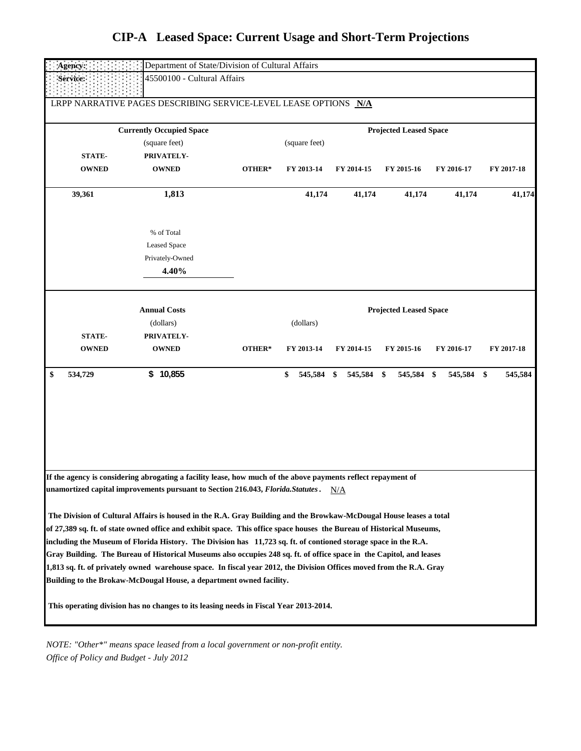# CIP-A Leased Space: Current Usage and Short-Term Projections

**Agency:** Department of State/Division of Cultural Affairs
**Service:** 45500100 - Cultural Affairs

LRPP NARRATIVE PAGES DESCRIBING SERVICE-LEVEL LEASE OPTIONS **N/A**

| Currently Occupied Space (square feet) | | | Projected Leased Space (square feet) | | | | |
|---|---|---|---|---|---|---|---|
| **STATE-OWNED** | **PRIVATELY-OWNED** | **OTHER*** | **FY 2013-14** | **FY 2014-15** | **FY 2015-16** | **FY 2016-17** | **FY 2017-18** |
| 39,361 | 1,813 | | 41,174 | 41,174 | 41,174 | 41,174 | 41,174 |

% of Total Leased Space Privately-Owned
**4.40%**

| Annual Costs (dollars) | | | Projected Leased Space (dollars) | | | | |
|---|---|---|---|---|---|---|---|
| **STATE-OWNED** | **PRIVATELY-OWNED** | **OTHER*** | **FY 2013-14** | **FY 2014-15** | **FY 2015-16** | **FY 2016-17** | **FY 2017-18** |
| $ 534,729 | $ 10,855 | | $ 545,584 | $ 545,584 | $ 545,584 | $ 545,584 | $ 545,584 |

**If the agency is considering abrogating a facility lease, how much of the above payments reflect repayment of unamortized capital improvements pursuant to Section 216.043, *Florida.Statutes*.** N/A

**The Division of Cultural Affairs is housed in the R.A. Gray Building and the Browkaw-McDougal House leases a total of 27,389 sq. ft. of state owned office and exhibit space. This office space houses the Bureau of Historical Museums, including the Museum of Florida History. The Division has 11,723 sq. ft. of contioned storage space in the R.A. Gray Building. The Bureau of Historical Museums also occupies 248 sq. ft. of office space in the Capitol, and leases 1,813 sq. ft. of privately owned warehouse space. In fiscal year 2012, the Division Offices moved from the R.A. Gray Building to the Brokaw-McDougal House, a department owned facility.**

**This operating division has no changes to its leasing needs in Fiscal Year 2013-2014.**

*NOTE: "Other*" means space leased from a local government or non-profit entity.*
*Office of Policy and Budget - July 2012*